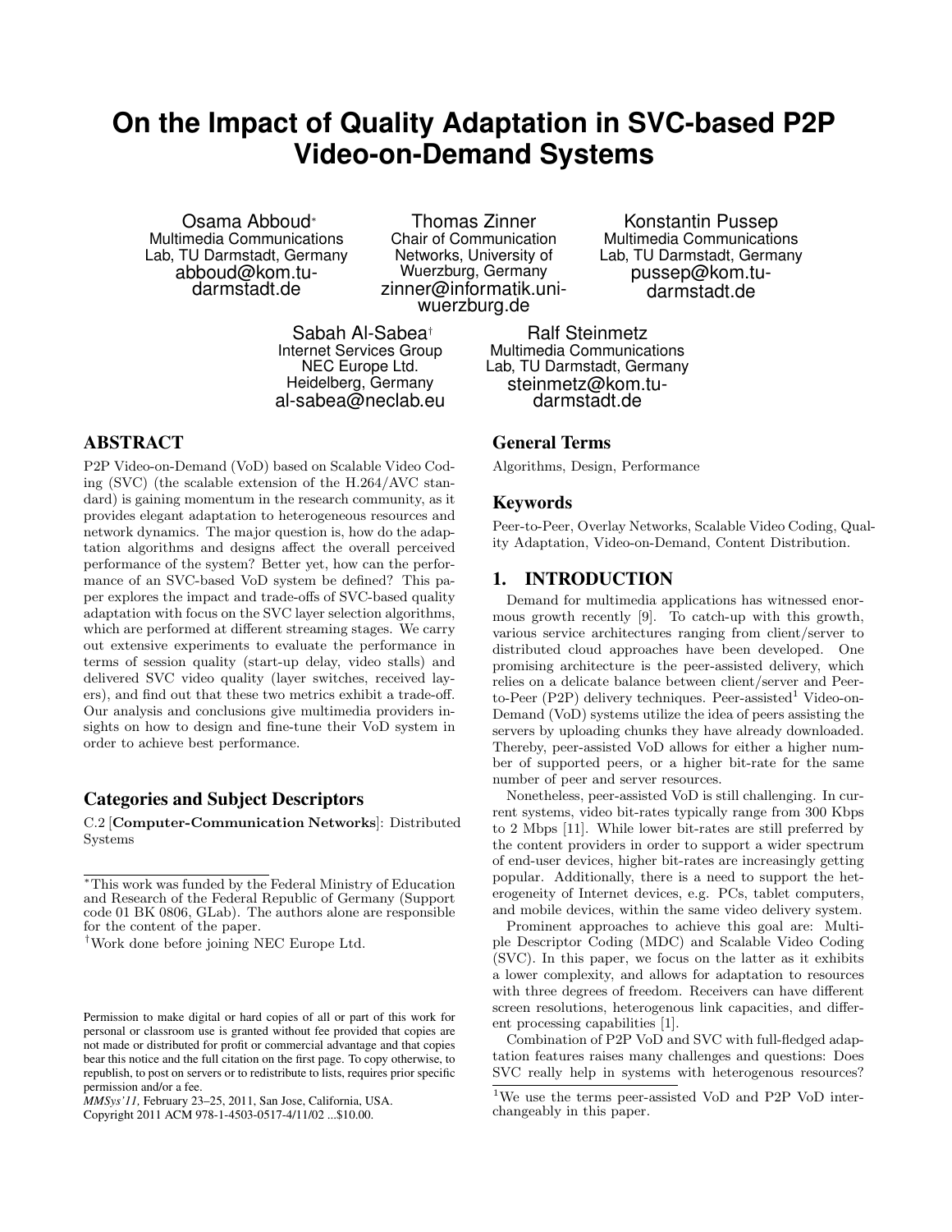# On the Impact of Quality Adaptation in SVC-based P2P Video-on-Demand Systems

Osama Abboud[*]
Multimedia Communications Lab, TU Darmstadt, Germany
abboud@kom.tu-darmstadt.de

Thomas Zinner
Chair of Communication Networks, University of Wuerzburg, Germany
zinner@informatik.uni-wuerzburg.de

Konstantin Pussep
Multimedia Communications Lab, TU Darmstadt, Germany
pussep@kom.tu-darmstadt.de

Sabah Al-Sabea[†]
Internet Services Group
NEC Europe Ltd.
Heidelberg, Germany
al-sabea@neclab.eu

Ralf Steinmetz
Multimedia Communications Lab, TU Darmstadt, Germany
steinmetz@kom.tu-darmstadt.de

## ABSTRACT

P2P Video-on-Demand (VoD) based on Scalable Video Coding (SVC) (the scalable extension of the H.264/AVC standard) is gaining momentum in the research community, as it provides elegant adaptation to heterogeneous resources and network dynamics. The major question is, how do the adaptation algorithms and designs affect the overall perceived performance of the system? Better yet, how can the performance of an SVC-based VoD system be defined? This paper explores the impact and trade-offs of SVC-based quality adaptation with focus on the SVC layer selection algorithms, which are performed at different streaming stages. We carry out extensive experiments to evaluate the performance in terms of session quality (start-up delay, video stalls) and delivered SVC video quality (layer switches, received layers), and find out that these two metrics exhibit a trade-off. Our analysis and conclusions give multimedia providers insights on how to design and fine-tune their VoD system in order to achieve best performance.

### Categories and Subject Descriptors

C.2 [**Computer-Communication Networks**]: Distributed Systems

[*]This work was funded by the Federal Ministry of Education and Research of the Federal Republic of Germany (Support code 01 BK 0806, GLab). The authors alone are responsible for the content of the paper.

[†]Work done before joining NEC Europe Ltd.

Permission to make digital or hard copies of all or part of this work for personal or classroom use is granted without fee provided that copies are not made or distributed for profit or commercial advantage and that copies bear this notice and the full citation on the first page. To copy otherwise, to republish, to post on servers or to redistribute to lists, requires prior specific permission and/or a fee.
*MMSys'11,* February 23–25, 2011, San Jose, California, USA.
Copyright 2011 ACM 978-1-4503-0517-4/11/02 ...$10.00.

### General Terms

Algorithms, Design, Performance

### Keywords

Peer-to-Peer, Overlay Networks, Scalable Video Coding, Quality Adaptation, Video-on-Demand, Content Distribution.

## 1. INTRODUCTION

Demand for multimedia applications has witnessed enormous growth recently [9]. To catch-up with this growth, various service architectures ranging from client/server to distributed cloud approaches have been developed. One promising architecture is the peer-assisted delivery, which relies on a delicate balance between client/server and Peer-to-Peer (P2P) delivery techniques. Peer-assisted[1] Video-on-Demand (VoD) systems utilize the idea of peers assisting the servers by uploading chunks they have already downloaded. Thereby, peer-assisted VoD allows for either a higher number of supported peers, or a higher bit-rate for the same number of peer and server resources.

Nonetheless, peer-assisted VoD is still challenging. In current systems, video bit-rates typically range from 300 Kbps to 2 Mbps [11]. While lower bit-rates are still preferred by the content providers in order to support a wider spectrum of end-user devices, higher bit-rates are increasingly getting popular. Additionally, there is a need to support the heterogeneity of Internet devices, e.g. PCs, tablet computers, and mobile devices, within the same video delivery system.

Prominent approaches to achieve this goal are: Multiple Descriptor Coding (MDC) and Scalable Video Coding (SVC). In this paper, we focus on the latter as it exhibits a lower complexity, and allows for adaptation to resources with three degrees of freedom. Receivers can have different screen resolutions, heterogenous link capacities, and different processing capabilities [1].

Combination of P2P VoD and SVC with full-fledged adaptation features raises many challenges and questions: Does SVC really help in systems with heterogenous resources?

[1]We use the terms peer-assisted VoD and P2P VoD interchangeably in this paper.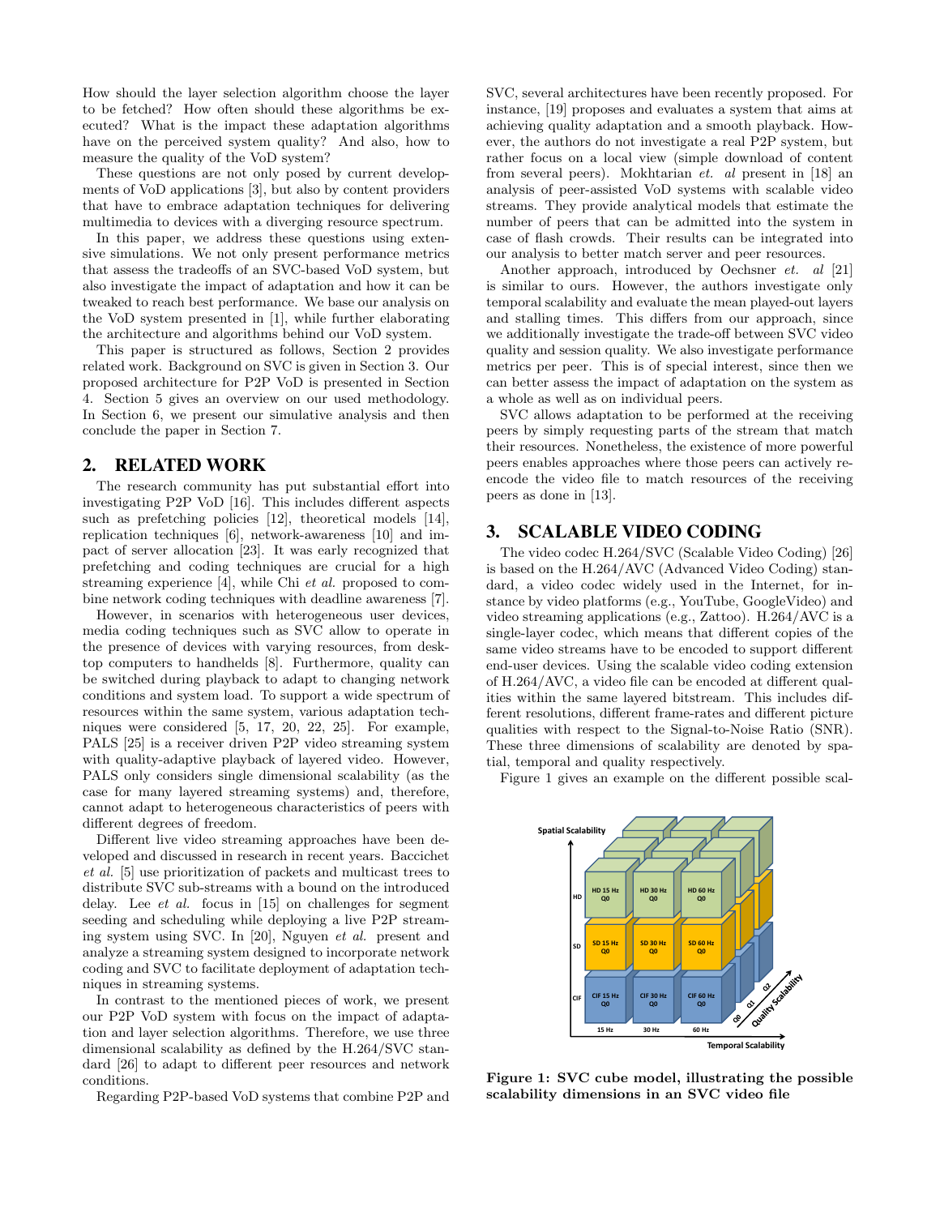How should the layer selection algorithm choose the layer to be fetched? How often should these algorithms be executed? What is the impact these adaptation algorithms have on the perceived system quality? And also, how to measure the quality of the VoD system?

These questions are not only posed by current developments of VoD applications [3], but also by content providers that have to embrace adaptation techniques for delivering multimedia to devices with a diverging resource spectrum.

In this paper, we address these questions using extensive simulations. We not only present performance metrics that assess the tradeoffs of an SVC-based VoD system, but also investigate the impact of adaptation and how it can be tweaked to reach best performance. We base our analysis on the VoD system presented in [1], while further elaborating the architecture and algorithms behind our VoD system.

This paper is structured as follows, Section 2 provides related work. Background on SVC is given in Section 3. Our proposed architecture for P2P VoD is presented in Section 4. Section 5 gives an overview on our used methodology. In Section 6, we present our simulative analysis and then conclude the paper in Section 7.

## 2. RELATED WORK

The research community has put substantial effort into investigating P2P VoD [16]. This includes different aspects such as prefetching policies [12], theoretical models [14], replication techniques [6], network-awareness [10] and impact of server allocation [23]. It was early recognized that prefetching and coding techniques are crucial for a high streaming experience [4], while Chi *et al.* proposed to combine network coding techniques with deadline awareness [7].

However, in scenarios with heterogeneous user devices, media coding techniques such as SVC allow to operate in the presence of devices with varying resources, from desktop computers to handhelds [8]. Furthermore, quality can be switched during playback to adapt to changing network conditions and system load. To support a wide spectrum of resources within the same system, various adaptation techniques were considered [5, 17, 20, 22, 25]. For example, PALS [25] is a receiver driven P2P video streaming system with quality-adaptive playback of layered video. However, PALS only considers single dimensional scalability (as the case for many layered streaming systems) and, therefore, cannot adapt to heterogeneous characteristics of peers with different degrees of freedom.

Different live video streaming approaches have been developed and discussed in research in recent years. Baccichet *et al.* [5] use prioritization of packets and multicast trees to distribute SVC sub-streams with a bound on the introduced delay. Lee *et al.* focus in [15] on challenges for segment seeding and scheduling while deploying a live P2P streaming system using SVC. In [20], Nguyen *et al.* present and analyze a streaming system designed to incorporate network coding and SVC to facilitate deployment of adaptation techniques in streaming systems.

In contrast to the mentioned pieces of work, we present our P2P VoD system with focus on the impact of adaptation and layer selection algorithms. Therefore, we use three dimensional scalability as defined by the H.264/SVC standard [26] to adapt to different peer resources and network conditions.

Regarding P2P-based VoD systems that combine P2P and SVC, several architectures have been recently proposed. For instance, [19] proposes and evaluates a system that aims at achieving quality adaptation and a smooth playback. However, the authors do not investigate a real P2P system, but rather focus on a local view (simple download of content from several peers). Mokhtarian *et. al* present in [18] an analysis of peer-assisted VoD systems with scalable video streams. They provide analytical models that estimate the number of peers that can be admitted into the system in case of flash crowds. Their results can be integrated into our analysis to better match server and peer resources.

Another approach, introduced by Oechsner *et. al* [21] is similar to ours. However, the authors investigate only temporal scalability and evaluate the mean played-out layers and stalling times. This differs from our approach, since we additionally investigate the trade-off between SVC video quality and session quality. We also investigate performance metrics per peer. This is of special interest, since then we can better assess the impact of adaptation on the system as a whole as well as on individual peers.

SVC allows adaptation to be performed at the receiving peers by simply requesting parts of the stream that match their resources. Nonetheless, the existence of more powerful peers enables approaches where those peers can actively re-encode the video file to match resources of the receiving peers as done in [13].

## 3. SCALABLE VIDEO CODING

The video codec H.264/SVC (Scalable Video Coding) [26] is based on the H.264/AVC (Advanced Video Coding) standard, a video codec widely used in the Internet, for instance by video platforms (e.g., YouTube, GoogleVideo) and video streaming applications (e.g., Zattoo). H.264/AVC is a single-layer codec, which means that different copies of the same video streams have to be encoded to support different end-user devices. Using the scalable video coding extension of H.264/AVC, a video file can be encoded at different qualities within the same layered bitstream. This includes different resolutions, different frame-rates and different picture qualities with respect to the Signal-to-Noise Ratio (SNR). These three dimensions of scalability are denoted by spatial, temporal and quality respectively.

Figure 1 gives an example on the different possible scal-

**Figure 1: SVC cube model, illustrating the possible scalability dimensions in an SVC video file**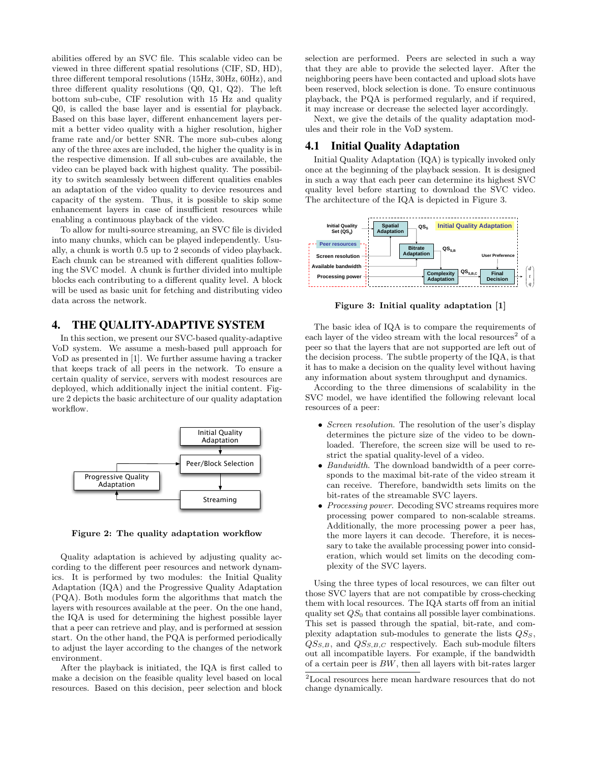abilities offered by an SVC file. This scalable video can be viewed in three different spatial resolutions (CIF, SD, HD), three different temporal resolutions (15Hz, 30Hz, 60Hz), and three different quality resolutions (Q0, Q1, Q2). The left bottom sub-cube, CIF resolution with 15 Hz and quality Q0, is called the base layer and is essential for playback. Based on this base layer, different enhancement layers permit a better video quality with a higher resolution, higher frame rate and/or better SNR. The more sub-cubes along any of the three axes are included, the higher the quality is in the respective dimension. If all sub-cubes are available, the video can be played back with highest quality. The possibility to switch seamlessly between different qualities enables an adaptation of the video quality to device resources and capacity of the system. Thus, it is possible to skip some enhancement layers in case of insufficient resources while enabling a continuous playback of the video.

To allow for multi-source streaming, an SVC file is divided into many chunks, which can be played independently. Usually, a chunk is worth 0.5 up to 2 seconds of video playback. Each chunk can be streamed with different qualities following the SVC model. A chunk is further divided into multiple blocks each contributing to a different quality level. A block will be used as basic unit for fetching and distributing video data across the network.

# 4. THE QUALITY-ADAPTIVE SYSTEM

In this section, we present our SVC-based quality-adaptive VoD system. We assume a mesh-based pull approach for VoD as presented in [1]. We further assume having a tracker that keeps track of all peers in the network. To ensure a certain quality of service, servers with modest resources are deployed, which additionally inject the initial content. Figure 2 depicts the basic architecture of our quality adaptation workflow.

Figure 2: The quality adaptation workflow

Quality adaptation is achieved by adjusting quality according to the different peer resources and network dynamics. It is performed by two modules: the Initial Quality Adaptation (IQA) and the Progressive Quality Adaptation (PQA). Both modules form the algorithms that match the layers with resources available at the peer. On the one hand, the IQA is used for determining the highest possible layer that a peer can retrieve and play, and is performed at session start. On the other hand, the PQA is performed periodically to adjust the layer according to the changes of the network environment.

After the playback is initiated, the IQA is first called to make a decision on the feasible quality level based on local resources. Based on this decision, peer selection and block selection are performed. Peers are selected in such a way that they are able to provide the selected layer. After the neighboring peers have been contacted and upload slots have been reserved, block selection is done. To ensure continuous playback, the PQA is performed regularly, and if required, it may increase or decrease the selected layer accordingly.

Next, we give the details of the quality adaptation modules and their role in the VoD system.

## 4.1 Initial Quality Adaptation

Initial Quality Adaptation (IQA) is typically invoked only once at the beginning of the playback session. It is designed in such a way that each peer can determine its highest SVC quality level before starting to download the SVC video. The architecture of the IQA is depicted in Figure 3.

Figure 3: Initial quality adaptation [1]

The basic idea of IQA is to compare the requirements of each layer of the video stream with the local resources[2] of a peer so that the layers that are not supported are left out of the decision process. The subtle property of the IQA, is that it has to make a decision on the quality level without having any information about system throughput and dynamics.

According to the three dimensions of scalability in the SVC model, we have identified the following relevant local resources of a peer:

- *Screen resolution*. The resolution of the user's display determines the picture size of the video to be downloaded. Therefore, the screen size will be used to restrict the spatial quality-level of a video.
- *Bandwidth*. The download bandwidth of a peer corresponds to the maximal bit-rate of the video stream it can receive. Therefore, bandwidth sets limits on the bit-rates of the streamable SVC layers.
- *Processing power*. Decoding SVC streams requires more processing power compared to non-scalable streams. Additionally, the more processing power a peer has, the more layers it can decode. Therefore, it is necessary to take the available processing power into consideration, which would set limits on the decoding complexity of the SVC layers.

Using the three types of local resources, we can filter out those SVC layers that are not compatible by cross-checking them with local resources. The IQA starts off from an initial quality set $QS_0$ that contains all possible layer combinations. This set is passed through the spatial, bit-rate, and complexity adaptation sub-modules to generate the lists $QS_S$, $QS_{S,B}$, and $QS_{S,B,C}$ respectively. Each sub-module filters out all incompatible layers. For example, if the bandwidth of a certain peer is $BW$, then all layers with bit-rates larger

[2] Local resources here mean hardware resources that do not change dynamically.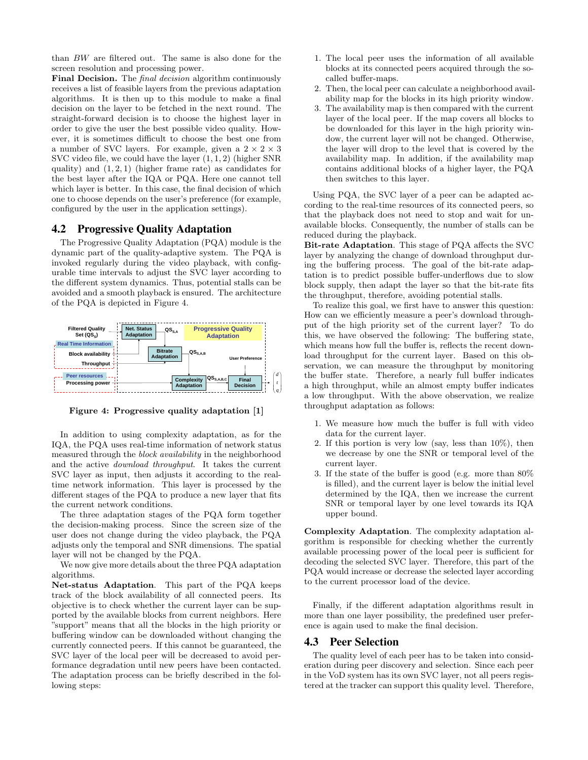than *BW* are filtered out. The same is also done for the screen resolution and processing power.

**Final Decision.** The *final decision* algorithm continuously receives a list of feasible layers from the previous adaptation algorithms. It is then up to this module to make a final decision on the layer to be fetched in the next round. The straight-forward decision is to choose the highest layer in order to give the user the best possible video quality. However, it is sometimes difficult to choose the best one from a number of SVC layers. For example, given a $2 \times 2 \times 3$ SVC video file, we could have the layer $(1, 1, 2)$ (higher SNR quality) and $(1, 2, 1)$ (higher frame rate) as candidates for the best layer after the IQA or PQA. Here one cannot tell which layer is better. In this case, the final decision of which one to choose depends on the user's preference (for example, configured by the user in the application settings).

## 4.2 Progressive Quality Adaptation

The Progressive Quality Adaptation (PQA) module is the dynamic part of the quality-adaptive system. The PQA is invoked regularly during the video playback, with configurable time intervals to adjust the SVC layer according to the different system dynamics. Thus, potential stalls can be avoided and a smooth playback is ensured. The architecture of the PQA is depicted in Figure 4.

**Figure 4: Progressive quality adaptation [1]**

In addition to using complexity adaptation, as for the IQA, the PQA uses real-time information of network status measured through the *block availability* in the neighborhood and the active *download throughput*. It takes the current SVC layer as input, then adjusts it according to the real-time network information. This layer is processed by the different stages of the PQA to produce a new layer that fits the current network conditions.

The three adaptation stages of the PQA form together the decision-making process. Since the screen size of the user does not change during the video playback, the PQA adjusts only the temporal and SNR dimensions. The spatial layer will not be changed by the PQA.

We now give more details about the three PQA adaptation algorithms.

**Net-status Adaptation**. This part of the PQA keeps track of the block availability of all connected peers. Its objective is to check whether the current layer can be supported by the available blocks from current neighbors. Here "support" means that all the blocks in the high priority or buffering window can be downloaded without changing the currently connected peers. If this cannot be guaranteed, the SVC layer of the local peer will be decreased to avoid performance degradation until new peers have been contacted. The adaptation process can be briefly described in the following steps:

1. The local peer uses the information of all available blocks at its connected peers acquired through the so-called buffer-maps.
2. Then, the local peer can calculate a neighborhood availability map for the blocks in its high priority window.
3. The availability map is then compared with the current layer of the local peer. If the map covers all blocks to be downloaded for this layer in the high priority window, the current layer will not be changed. Otherwise, the layer will drop to the level that is covered by the availability map. In addition, if the availability map contains additional blocks of a higher layer, the PQA then switches to this layer.

Using PQA, the SVC layer of a peer can be adapted according to the real-time resources of its connected peers, so that the playback does not need to stop and wait for unavailable blocks. Consequently, the number of stalls can be reduced during the playback.

**Bit-rate Adaptation**. This stage of PQA affects the SVC layer by analyzing the change of download throughput during the buffering process. The goal of the bit-rate adaptation is to predict possible buffer-underflows due to slow block supply, then adapt the layer so that the bit-rate fits the throughput, therefore, avoiding potential stalls.

To realize this goal, we first have to answer this question: How can we efficiently measure a peer's download throughput of the high priority set of the current layer? To do this, we have observed the following: The buffering state, which means how full the buffer is, reflects the recent download throughput for the current layer. Based on this observation, we can measure the throughput by monitoring the buffer state. Therefore, a nearly full buffer indicates a high throughput, while an almost empty buffer indicates a low throughput. With the above observation, we realize throughput adaptation as follows:

1. We measure how much the buffer is full with video data for the current layer.
2. If this portion is very low (say, less than 10%), then we decrease by one the SNR or temporal level of the current layer.
3. If the state of the buffer is good (e.g. more than 80% is filled), and the current layer is below the initial level determined by the IQA, then we increase the current SNR or temporal layer by one level towards its IQA upper bound.

**Complexity Adaptation**. The complexity adaptation algorithm is responsible for checking whether the currently available processing power of the local peer is sufficient for decoding the selected SVC layer. Therefore, this part of the PQA would increase or decrease the selected layer according to the current processor load of the device.

Finally, if the different adaptation algorithms result in more than one layer possibility, the predefined user preference is again used to make the final decision.

## 4.3 Peer Selection

The quality level of each peer has to be taken into consideration during peer discovery and selection. Since each peer in the VoD system has its own SVC layer, not all peers registered at the tracker can support this quality level. Therefore,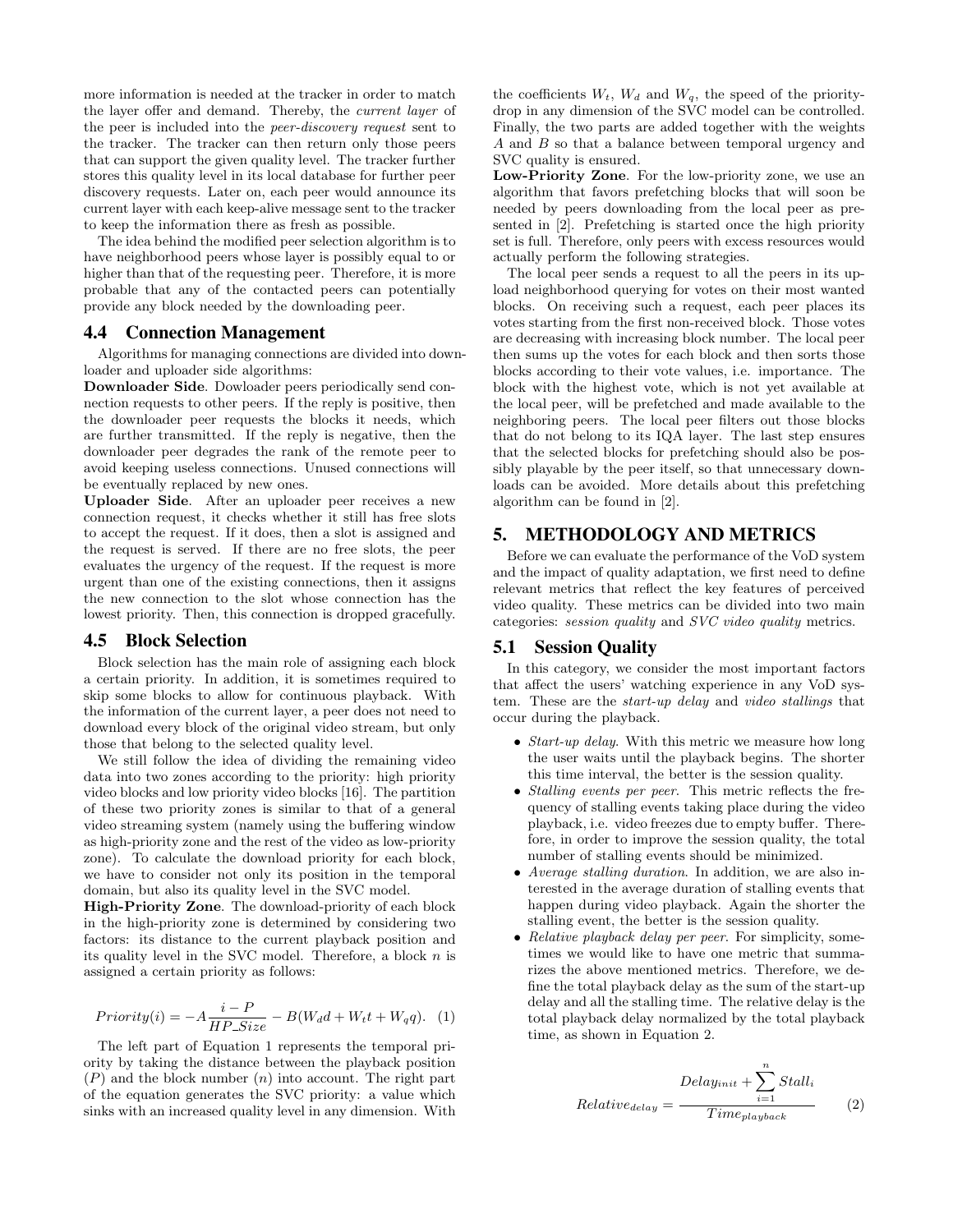more information is needed at the tracker in order to match the layer offer and demand. Thereby, the *current layer* of the peer is included into the *peer-discovery request* sent to the tracker. The tracker can then return only those peers that can support the given quality level. The tracker further stores this quality level in its local database for further peer discovery requests. Later on, each peer would announce its current layer with each keep-alive message sent to the tracker to keep the information there as fresh as possible.

The idea behind the modified peer selection algorithm is to have neighborhood peers whose layer is possibly equal to or higher than that of the requesting peer. Therefore, it is more probable that any of the contacted peers can potentially provide any block needed by the downloading peer.

## 4.4 Connection Management

Algorithms for managing connections are divided into downloader and uploader side algorithms:

**Downloader Side**. Dowloader peers periodically send connection requests to other peers. If the reply is positive, then the downloader peer requests the blocks it needs, which are further transmitted. If the reply is negative, then the downloader peer degrades the rank of the remote peer to avoid keeping useless connections. Unused connections will be eventually replaced by new ones.

**Uploader Side**. After an uploader peer receives a new connection request, it checks whether it still has free slots to accept the request. If it does, then a slot is assigned and the request is served. If there are no free slots, the peer evaluates the urgency of the request. If the request is more urgent than one of the existing connections, then it assigns the new connection to the slot whose connection has the lowest priority. Then, this connection is dropped gracefully.

## 4.5 Block Selection

Block selection has the main role of assigning each block a certain priority. In addition, it is sometimes required to skip some blocks to allow for continuous playback. With the information of the current layer, a peer does not need to download every block of the original video stream, but only those that belong to the selected quality level.

We still follow the idea of dividing the remaining video data into two zones according to the priority: high priority video blocks and low priority video blocks [16]. The partition of these two priority zones is similar to that of a general video streaming system (namely using the buffering window as high-priority zone and the rest of the video as low-priority zone). To calculate the download priority for each block, we have to consider not only its position in the temporal domain, but also its quality level in the SVC model.

**High-Priority Zone**. The download-priority of each block in the high-priority zone is determined by considering two factors: its distance to the current playback position and its quality level in the SVC model. Therefore, a block $n$ is assigned a certain priority as follows:

$$Priority(i) = -A\frac{i-P}{HP\_Size} - B(W_d d + W_t t + W_q q). \quad (1)$$

The left part of Equation 1 represents the temporal priority by taking the distance between the playback position ($P$) and the block number ($n$) into account. The right part of the equation generates the SVC priority: a value which sinks with an increased quality level in any dimension. With the coefficients $W_t$, $W_d$ and $W_q$, the speed of the priority-drop in any dimension of the SVC model can be controlled. Finally, the two parts are added together with the weights $A$ and $B$ so that a balance between temporal urgency and SVC quality is ensured.

**Low-Priority Zone**. For the low-priority zone, we use an algorithm that favors prefetching blocks that will soon be needed by peers downloading from the local peer as presented in [2]. Prefetching is started once the high priority set is full. Therefore, only peers with excess resources would actually perform the following strategies.

The local peer sends a request to all the peers in its upload neighborhood querying for votes on their most wanted blocks. On receiving such a request, each peer places its votes starting from the first non-received block. Those votes are decreasing with increasing block number. The local peer then sums up the votes for each block and then sorts those blocks according to their vote values, i.e. importance. The block with the highest vote, which is not yet available at the local peer, will be prefetched and made available to the neighboring peers. The local peer filters out those blocks that do not belong to its IQA layer. The last step ensures that the selected blocks for prefetching should also be possibly playable by the peer itself, so that unnecessary downloads can be avoided. More details about this prefetching algorithm can be found in [2].

# 5. METHODOLOGY AND METRICS

Before we can evaluate the performance of the VoD system and the impact of quality adaptation, we first need to define relevant metrics that reflect the key features of perceived video quality. These metrics can be divided into two main categories: *session quality* and *SVC video quality* metrics.

## 5.1 Session Quality

In this category, we consider the most important factors that affect the users' watching experience in any VoD system. These are the *start-up delay* and *video stallings* that occur during the playback.

- *Start-up delay*. With this metric we measure how long the user waits until the playback begins. The shorter this time interval, the better is the session quality.
- *Stalling events per peer*. This metric reflects the frequency of stalling events taking place during the video playback, i.e. video freezes due to empty buffer. Therefore, in order to improve the session quality, the total number of stalling events should be minimized.
- *Average stalling duration*. In addition, we are also interested in the average duration of stalling events that happen during video playback. Again the shorter the stalling event, the better is the session quality.
- *Relative playback delay per peer*. For simplicity, sometimes we would like to have one metric that summarizes the above mentioned metrics. Therefore, we define the total playback delay as the sum of the start-up delay and all the stalling time. The relative delay is the total playback delay normalized by the total playback time, as shown in Equation 2.

$$Relative_{delay} = \frac{Delay_{init} + \sum_{i=1}^{n} Stall_i}{Time_{playback}} \quad (2)$$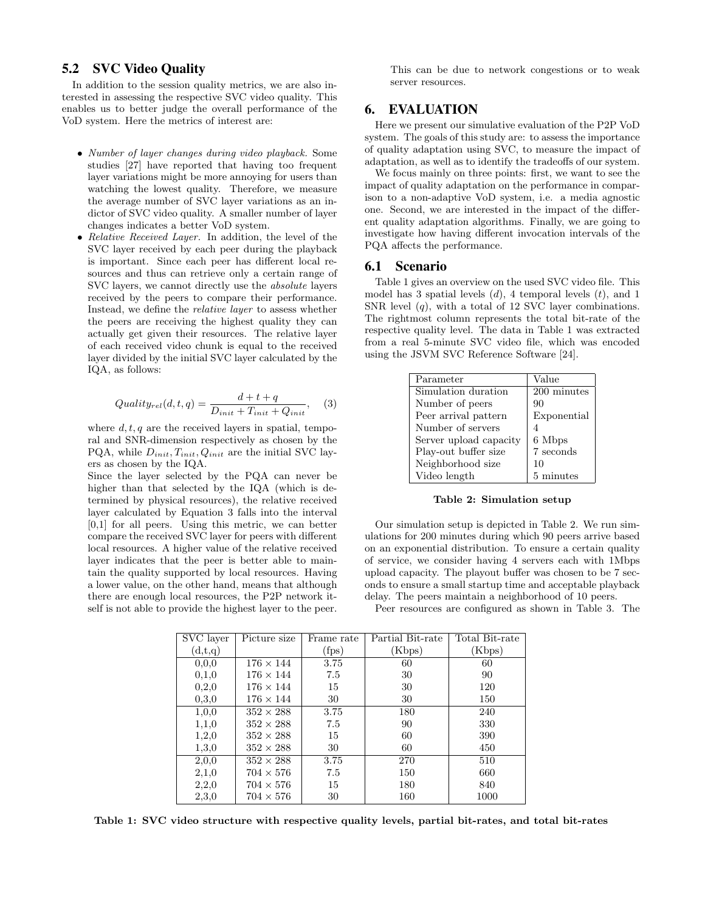## 5.2 SVC Video Quality

In addition to the session quality metrics, we are also interested in assessing the respective SVC video quality. This enables us to better judge the overall performance of the VoD system. Here the metrics of interest are:

- *Number of layer changes during video playback.* Some studies [27] have reported that having too frequent layer variations might be more annoying for users than watching the lowest quality. Therefore, we measure the average number of SVC layer variations as an indictor of SVC video quality. A smaller number of layer changes indicates a better VoD system.
- *Relative Received Layer.* In addition, the level of the SVC layer received by each peer during the playback is important. Since each peer has different local resources and thus can retrieve only a certain range of SVC layers, we cannot directly use the *absolute* layers received by the peers to compare their performance. Instead, we define the *relative layer* to assess whether the peers are receiving the highest quality they can actually get given their resources. The relative layer of each received video chunk is equal to the received layer divided by the initial SVC layer calculated by the IQA, as follows:

$$Quality_{rel}(d, t, q) = \frac{d + t + q}{D_{init} + T_{init} + Q_{init}}, \quad (3)$$

where $d, t, q$ are the received layers in spatial, temporal and SNR-dimension respectively as chosen by the PQA, while $D_{init}, T_{init}, Q_{init}$ are the initial SVC layers as chosen by the IQA.
Since the layer selected by the PQA can never be higher than that selected by the IQA (which is determined by physical resources), the relative received layer calculated by Equation 3 falls into the interval [0,1] for all peers. Using this metric, we can better compare the received SVC layer for peers with different local resources. A higher value of the relative received layer indicates that the peer is better able to maintain the quality supported by local resources. Having a lower value, on the other hand, means that although there are enough local resources, the P2P network itself is not able to provide the highest layer to the peer. This can be due to network congestions or to weak server resources.

# 6. EVALUATION

Here we present our simulative evaluation of the P2P VoD system. The goals of this study are: to assess the importance of quality adaptation using SVC, to measure the impact of adaptation, as well as to identify the tradeoffs of our system.

We focus mainly on three points: first, we want to see the impact of quality adaptation on the performance in comparison to a non-adaptive VoD system, i.e. a media agnostic one. Second, we are interested in the impact of the different quality adaptation algorithms. Finally, we are going to investigate how having different invocation intervals of the PQA affects the performance.

## 6.1 Scenario

Table 1 gives an overview on the used SVC video file. This model has 3 spatial levels ($d$), 4 temporal levels ($t$), and 1 SNR level ($q$), with a total of 12 SVC layer combinations. The rightmost column represents the total bit-rate of the respective quality level. The data in Table 1 was extracted from a real 5-minute SVC video file, which was encoded using the JSVM SVC Reference Software [24].

| Parameter | Value |
|---|---|
| Simulation duration | 200 minutes |
| Number of peers | 90 |
| Peer arrival pattern | Exponential |
| Number of servers | 4 |
| Server upload capacity | 6 Mbps |
| Play-out buffer size | 7 seconds |
| Neighborhood size | 10 |
| Video length | 5 minutes |

**Table 2: Simulation setup**

Our simulation setup is depicted in Table 2. We run simulations for 200 minutes during which 90 peers arrive based on an exponential distribution. To ensure a certain quality of service, we consider having 4 servers each with 1Mbps upload capacity. The playout buffer was chosen to be 7 seconds to ensure a small startup time and acceptable playback delay. The peers maintain a neighborhood of 10 peers.

Peer resources are configured as shown in Table 3. The

| SVC layer (d,t,q) | Picture size | Frame rate (fps) | Partial Bit-rate (Kbps) | Total Bit-rate (Kbps) |
|---|---|---|---|---|
| 0,0,0 | $176 \times 144$ | 3.75 | 60 | 60 |
| 0,1,0 | $176 \times 144$ | 7.5 | 30 | 90 |
| 0,2,0 | $176 \times 144$ | 15 | 30 | 120 |
| 0,3,0 | $176 \times 144$ | 30 | 30 | 150 |
| 1,0,0 | $352 \times 288$ | 3.75 | 180 | 240 |
| 1,1,0 | $352 \times 288$ | 7.5 | 90 | 330 |
| 1,2,0 | $352 \times 288$ | 15 | 60 | 390 |
| 1,3,0 | $352 \times 288$ | 30 | 60 | 450 |
| 2,0,0 | $352 \times 288$ | 3.75 | 270 | 510 |
| 2,1,0 | $704 \times 576$ | 7.5 | 150 | 660 |
| 2,2,0 | $704 \times 576$ | 15 | 180 | 840 |
| 2,3,0 | $704 \times 576$ | 30 | 160 | 1000 |

**Table 1: SVC video structure with respective quality levels, partial bit-rates, and total bit-rates**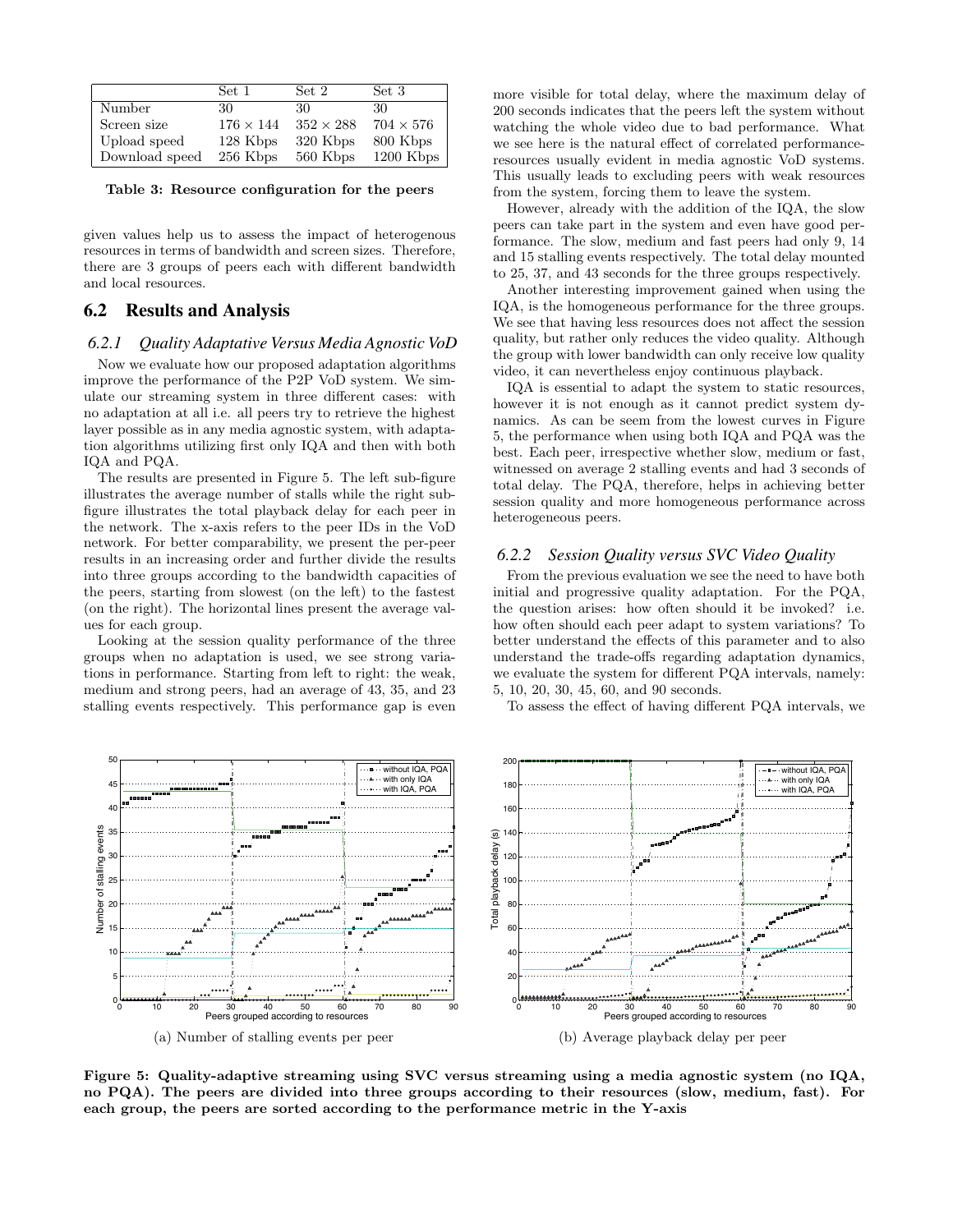|  | Set 1 | Set 2 | Set 3 |
|---|---|---|---|
| Number | 30 | 30 | 30 |
| Screen size | $176 \times 144$ | $352 \times 288$ | $704 \times 576$ |
| Upload speed | 128 Kbps | 320 Kbps | 800 Kbps |
| Download speed | 256 Kbps | 560 Kbps | 1200 Kbps |

**Table 3: Resource configuration for the peers**

given values help us to assess the impact of heterogenous resources in terms of bandwidth and screen sizes. Therefore, there are 3 groups of peers each with different bandwidth and local resources.

## 6.2 Results and Analysis

### 6.2.1 *Quality Adaptative Versus Media Agnostic VoD*

Now we evaluate how our proposed adaptation algorithms improve the performance of the P2P VoD system. We simulate our streaming system in three different cases: with no adaptation at all i.e. all peers try to retrieve the highest layer possible as in any media agnostic system, with adaptation algorithms utilizing first only IQA and then with both IQA and PQA.

The results are presented in Figure 5. The left sub-figure illustrates the average number of stalls while the right sub-figure illustrates the total playback delay for each peer in the network. The x-axis refers to the peer IDs in the VoD network. For better comparability, we present the per-peer results in an increasing order and further divide the results into three groups according to the bandwidth capacities of the peers, starting from slowest (on the left) to the fastest (on the right). The horizontal lines present the average values for each group.

Looking at the session quality performance of the three groups when no adaptation is used, we see strong variations in performance. Starting from left to right: the weak, medium and strong peers, had an average of 43, 35, and 23 stalling events respectively. This performance gap is even more visible for total delay, where the maximum delay of 200 seconds indicates that the peers left the system without watching the whole video due to bad performance. What we see here is the natural effect of correlated performance-resources usually evident in media agnostic VoD systems. This usually leads to excluding peers with weak resources from the system, forcing them to leave the system.

However, already with the addition of the IQA, the slow peers can take part in the system and even have good performance. The slow, medium and fast peers had only 9, 14 and 15 stalling events respectively. The total delay mounted to 25, 37, and 43 seconds for the three groups respectively.

Another interesting improvement gained when using the IQA, is the homogeneous performance for the three groups. We see that having less resources does not affect the session quality, but rather only reduces the video quality. Although the group with lower bandwidth can only receive low quality video, it can nevertheless enjoy continuous playback.

IQA is essential to adapt the system to static resources, however it is not enough as it cannot predict system dynamics. As can be seem from the lowest curves in Figure 5, the performance when using both IQA and PQA was the best. Each peer, irrespective whether slow, medium or fast, witnessed on average 2 stalling events and had 3 seconds of total delay. The PQA, therefore, helps in achieving better session quality and more homogeneous performance across heterogeneous peers.

### 6.2.2 *Session Quality versus SVC Video Quality*

From the previous evaluation we see the need to have both initial and progressive quality adaptation. For the PQA, the question arises: how often should it be invoked? i.e. how often should each peer adapt to system variations? To better understand the effects of this parameter and to also understand the trade-offs regarding adaptation dynamics, we evaluate the system for different PQA intervals, namely: 5, 10, 20, 30, 45, 60, and 90 seconds.

To assess the effect of having different PQA intervals, we

(a) Number of stalling events per peer

(b) Average playback delay per peer

**Figure 5: Quality-adaptive streaming using SVC versus streaming using a media agnostic system (no IQA, no PQA). The peers are divided into three groups according to their resources (slow, medium, fast). For each group, the peers are sorted according to the performance metric in the Y-axis**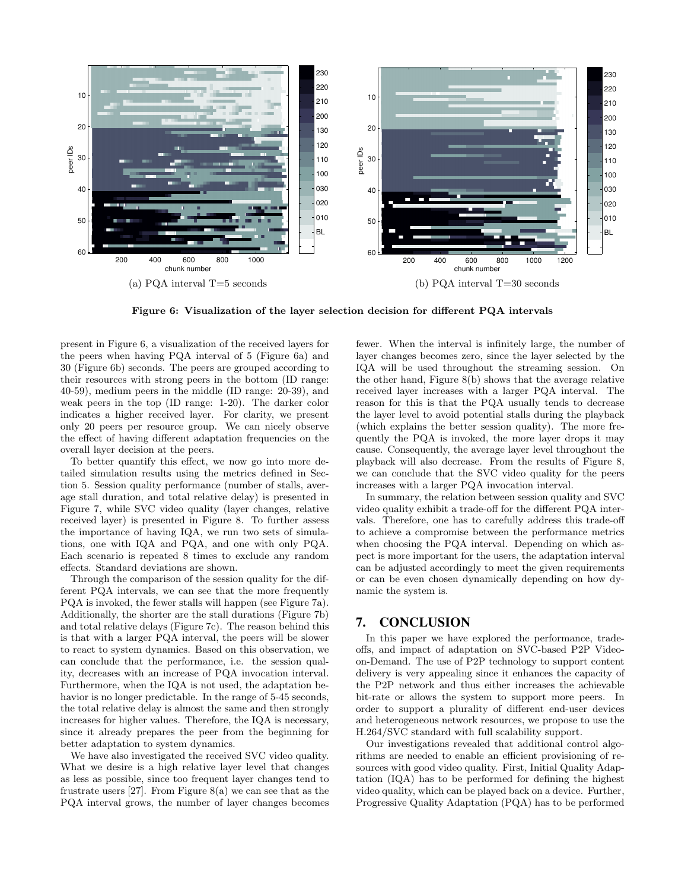(a) PQA interval T=5 seconds

(b) PQA interval T=30 seconds

**Figure 6: Visualization of the layer selection decision for different PQA intervals**

present in Figure 6, a visualization of the received layers for the peers when having PQA interval of 5 (Figure 6a) and 30 (Figure 6b) seconds. The peers are grouped according to their resources with strong peers in the bottom (ID range: 40-59), medium peers in the middle (ID range: 20-39), and weak peers in the top (ID range: 1-20). The darker color indicates a higher received layer. For clarity, we present only 20 peers per resource group. We can nicely observe the effect of having different adaptation frequencies on the overall layer decision at the peers.

To better quantify this effect, we now go into more detailed simulation results using the metrics defined in Section 5. Session quality performance (number of stalls, average stall duration, and total relative delay) is presented in Figure 7, while SVC video quality (layer changes, relative received layer) is presented in Figure 8. To further assess the importance of having IQA, we run two sets of simulations, one with IQA and PQA, and one with only PQA. Each scenario is repeated 8 times to exclude any random effects. Standard deviations are shown.

Through the comparison of the session quality for the different PQA intervals, we can see that the more frequently PQA is invoked, the fewer stalls will happen (see Figure 7a). Additionally, the shorter are the stall durations (Figure 7b) and total relative delays (Figure 7c). The reason behind this is that with a larger PQA interval, the peers will be slower to react to system dynamics. Based on this observation, we can conclude that the performance, i.e. the session quality, decreases with an increase of PQA invocation interval. Furthermore, when the IQA is not used, the adaptation behavior is no longer predictable. In the range of 5-45 seconds, the total relative delay is almost the same and then strongly increases for higher values. Therefore, the IQA is necessary, since it already prepares the peer from the beginning for better adaptation to system dynamics.

We have also investigated the received SVC video quality. What we desire is a high relative layer level that changes as less as possible, since too frequent layer changes tend to frustrate users [27]. From Figure 8(a) we can see that as the PQA interval grows, the number of layer changes becomes fewer. When the interval is infinitely large, the number of layer changes becomes zero, since the layer selected by the IQA will be used throughout the streaming session. On the other hand, Figure 8(b) shows that the average relative received layer increases with a larger PQA interval. The reason for this is that the PQA usually tends to decrease the layer level to avoid potential stalls during the playback (which explains the better session quality). The more frequently the PQA is invoked, the more layer drops it may cause. Consequently, the average layer level throughout the playback will also decrease. From the results of Figure 8, we can conclude that the SVC video quality for the peers increases with a larger PQA invocation interval.

In summary, the relation between session quality and SVC video quality exhibit a trade-off for the different PQA intervals. Therefore, one has to carefully address this trade-off to achieve a compromise between the performance metrics when choosing the PQA interval. Depending on which aspect is more important for the users, the adaptation interval can be adjusted accordingly to meet the given requirements or can be even chosen dynamically depending on how dynamic the system is.

## 7. CONCLUSION

In this paper we have explored the performance, tradeoffs, and impact of adaptation on SVC-based P2P Video-on-Demand. The use of P2P technology to support content delivery is very appealing since it enhances the capacity of the P2P network and thus either increases the achievable bit-rate or allows the system to support more peers. In order to support a plurality of different end-user devices and heterogeneous network resources, we propose to use the H.264/SVC standard with full scalability support.

Our investigations revealed that additional control algorithms are needed to enable an efficient provisioning of resources with good video quality. First, Initial Quality Adaptation (IQA) has to be performed for defining the highest video quality, which can be played back on a device. Further, Progressive Quality Adaptation (PQA) has to be performed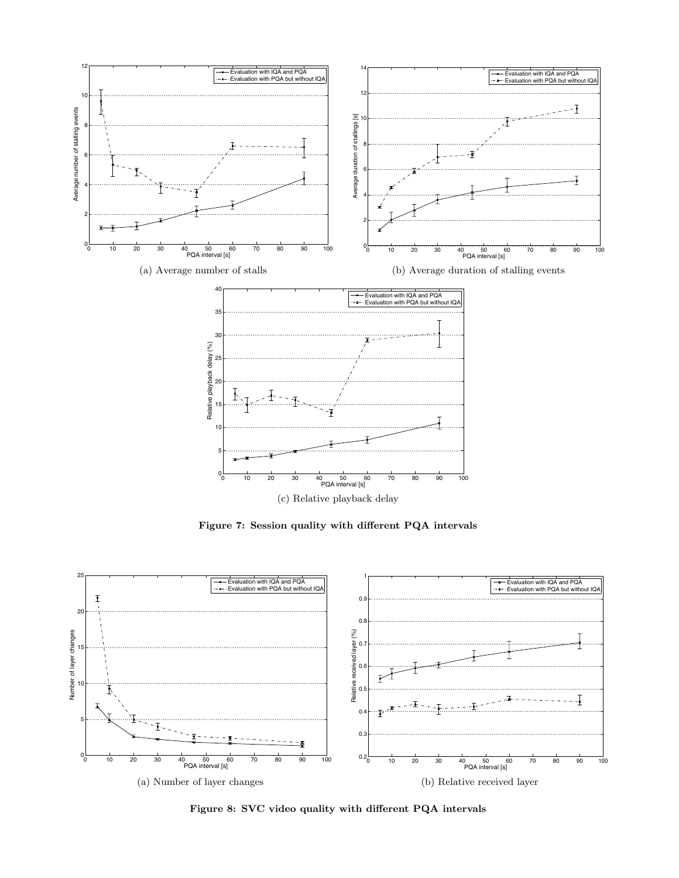(a) Average number of stalls

(b) Average duration of stalling events

(c) Relative playback delay

**Figure 7: Session quality with different PQA intervals**

(a) Number of layer changes

(b) Relative received layer

**Figure 8: SVC video quality with different PQA intervals**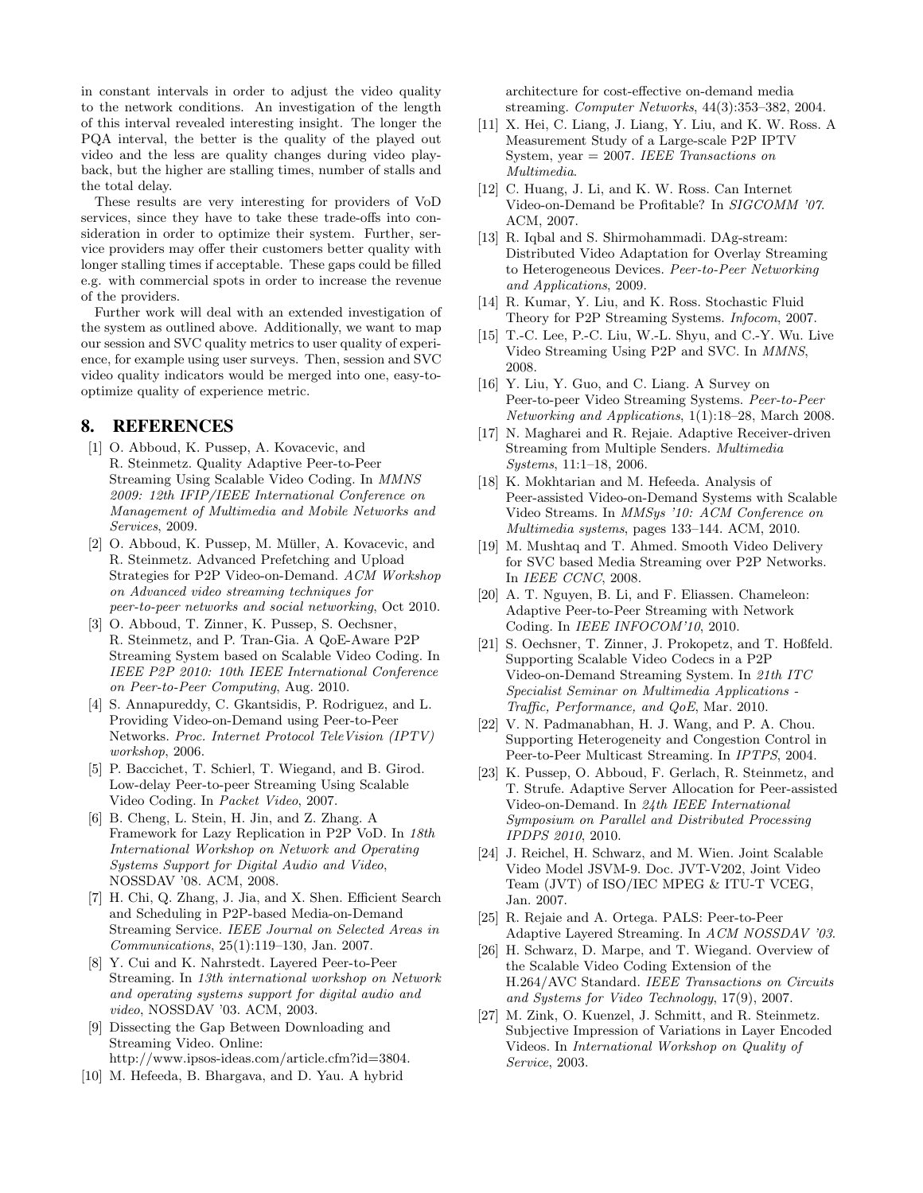in constant intervals in order to adjust the video quality to the network conditions. An investigation of the length of this interval revealed interesting insight. The longer the PQA interval, the better is the quality of the played out video and the less are quality changes during video playback, but the higher are stalling times, number of stalls and the total delay.

These results are very interesting for providers of VoD services, since they have to take these trade-offs into consideration in order to optimize their system. Further, service providers may offer their customers better quality with longer stalling times if acceptable. These gaps could be filled e.g. with commercial spots in order to increase the revenue of the providers.

Further work will deal with an extended investigation of the system as outlined above. Additionally, we want to map our session and SVC quality metrics to user quality of experience, for example using user surveys. Then, session and SVC video quality indicators would be merged into one, easy-to-optimize quality of experience metric.

## 8. REFERENCES

[1] O. Abboud, K. Pussep, A. Kovacevic, and R. Steinmetz. Quality Adaptive Peer-to-Peer Streaming Using Scalable Video Coding. In *MMNS 2009: 12th IFIP/IEEE International Conference on Management of Multimedia and Mobile Networks and Services*, 2009.

[2] O. Abboud, K. Pussep, M. Müller, A. Kovacevic, and R. Steinmetz. Advanced Prefetching and Upload Strategies for P2P Video-on-Demand. *ACM Workshop on Advanced video streaming techniques for peer-to-peer networks and social networking*, Oct 2010.

[3] O. Abboud, T. Zinner, K. Pussep, S. Oechsner, R. Steinmetz, and P. Tran-Gia. A QoE-Aware P2P Streaming System based on Scalable Video Coding. In *IEEE P2P 2010: 10th IEEE International Conference on Peer-to-Peer Computing*, Aug. 2010.

[4] S. Annapureddy, C. Gkantsidis, P. Rodriguez, and L. Providing Video-on-Demand using Peer-to-Peer Networks. *Proc. Internet Protocol TeleVision (IPTV) workshop*, 2006.

[5] P. Baccichet, T. Schierl, T. Wiegand, and B. Girod. Low-delay Peer-to-peer Streaming Using Scalable Video Coding. In *Packet Video*, 2007.

[6] B. Cheng, L. Stein, H. Jin, and Z. Zhang. A Framework for Lazy Replication in P2P VoD. In *18th International Workshop on Network and Operating Systems Support for Digital Audio and Video*, NOSSDAV '08. ACM, 2008.

[7] H. Chi, Q. Zhang, J. Jia, and X. Shen. Efficient Search and Scheduling in P2P-based Media-on-Demand Streaming Service. *IEEE Journal on Selected Areas in Communications*, 25(1):119–130, Jan. 2007.

[8] Y. Cui and K. Nahrstedt. Layered Peer-to-Peer Streaming. In *13th international workshop on Network and operating systems support for digital audio and video*, NOSSDAV '03. ACM, 2003.

[9] Dissecting the Gap Between Downloading and Streaming Video. Online: http://www.ipsos-ideas.com/article.cfm?id=3804.

[10] M. Hefeeda, B. Bhargava, and D. Yau. A hybrid architecture for cost-effective on-demand media streaming. *Computer Networks*, 44(3):353–382, 2004.

[11] X. Hei, C. Liang, J. Liang, Y. Liu, and K. W. Ross. A Measurement Study of a Large-scale P2P IPTV System, year = 2007. *IEEE Transactions on Multimedia*.

[12] C. Huang, J. Li, and K. W. Ross. Can Internet Video-on-Demand be Profitable? In *SIGCOMM '07*. ACM, 2007.

[13] R. Iqbal and S. Shirmohammadi. DAg-stream: Distributed Video Adaptation for Overlay Streaming to Heterogeneous Devices. *Peer-to-Peer Networking and Applications*, 2009.

[14] R. Kumar, Y. Liu, and K. Ross. Stochastic Fluid Theory for P2P Streaming Systems. *Infocom*, 2007.

[15] T.-C. Lee, P.-C. Liu, W.-L. Shyu, and C.-Y. Wu. Live Video Streaming Using P2P and SVC. In *MMNS*, 2008.

[16] Y. Liu, Y. Guo, and C. Liang. A Survey on Peer-to-peer Video Streaming Systems. *Peer-to-Peer Networking and Applications*, 1(1):18–28, March 2008.

[17] N. Magharei and R. Rejaie. Adaptive Receiver-driven Streaming from Multiple Senders. *Multimedia Systems*, 11:1–18, 2006.

[18] K. Mokhtarian and M. Hefeeda. Analysis of Peer-assisted Video-on-Demand Systems with Scalable Video Streams. In *MMSys '10: ACM Conference on Multimedia systems*, pages 133–144. ACM, 2010.

[19] M. Mushtaq and T. Ahmed. Smooth Video Delivery for SVC based Media Streaming over P2P Networks. In *IEEE CCNC*, 2008.

[20] A. T. Nguyen, B. Li, and F. Eliassen. Chameleon: Adaptive Peer-to-Peer Streaming with Network Coding. In *IEEE INFOCOM'10*, 2010.

[21] S. Oechsner, T. Zinner, J. Prokopetz, and T. Hoßfeld. Supporting Scalable Video Codecs in a P2P Video-on-Demand Streaming System. In *21th ITC Specialist Seminar on Multimedia Applications - Traffic, Performance, and QoE*, Mar. 2010.

[22] V. N. Padmanabhan, H. J. Wang, and P. A. Chou. Supporting Heterogeneity and Congestion Control in Peer-to-Peer Multicast Streaming. In *IPTPS*, 2004.

[23] K. Pussep, O. Abboud, F. Gerlach, R. Steinmetz, and T. Strufe. Adaptive Server Allocation for Peer-assisted Video-on-Demand. In *24th IEEE International Symposium on Parallel and Distributed Processing IPDPS 2010*, 2010.

[24] J. Reichel, H. Schwarz, and M. Wien. Joint Scalable Video Model JSVM-9. Doc. JVT-V202, Joint Video Team (JVT) of ISO/IEC MPEG & ITU-T VCEG, Jan. 2007.

[25] R. Rejaie and A. Ortega. PALS: Peer-to-Peer Adaptive Layered Streaming. In *ACM NOSSDAV '03*.

[26] H. Schwarz, D. Marpe, and T. Wiegand. Overview of the Scalable Video Coding Extension of the H.264/AVC Standard. *IEEE Transactions on Circuits and Systems for Video Technology*, 17(9), 2007.

[27] M. Zink, O. Kuenzel, J. Schmitt, and R. Steinmetz. Subjective Impression of Variations in Layer Encoded Videos. In *International Workshop on Quality of Service*, 2003.